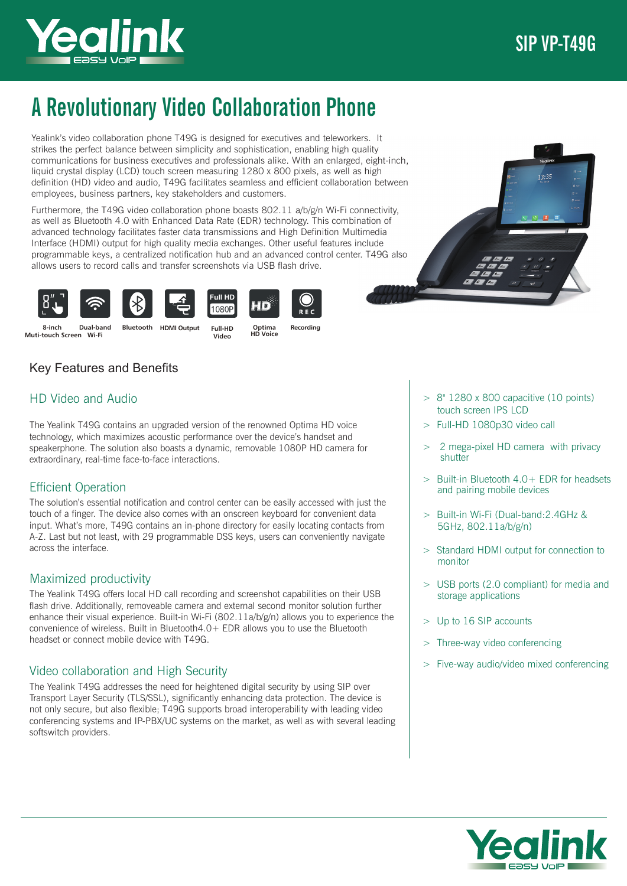# SIP VP-T49G

# A Revolutionary Video Collaboration Phone

Yealink's video collaboration phone T49G is designed for executives and teleworkers. It strikes the perfect balance between simplicity and sophistication, enabling high quality communications for business executives and professionals alike. With an enlarged, eight-inch, liquid crystal display (LCD) touch screen measuring 1280 x 800 pixels, as well as high definition (HD) video and audio, T49G facilitates seamless and efficient collaboration between employees, business partners, key stakeholders and customers.

Furthermore, the T49G video collaboration phone boasts 802.11 a/b/g/n Wi-Fi connectivity, as well as Bluetooth 4.0 with Enhanced Data Rate (EDR) technology. This combination of advanced technology facilitates faster data transmissions and High Definition Multimedia Interface (HDMI) output for high quality media exchanges. Other useful features include programmable keys, a centralized notification hub and an advanced control center. T49G also allows users to record calls and transfer screenshots via USB flash drive.

8-inch Muti-touch Screen | Dual-band Wi-Fi | Bluetooth | HDMI Output | Full-HD Video | Optima HD Voice | Recording

## Key Features and Benefits

### HD Video and Audio

The Yealink T49G contains an upgraded version of the renowned Optima HD voice technology, which maximizes acoustic performance over the device's handset and speakerphone. The solution also boasts a dynamic, removable 1080P HD camera for extraordinary, real-time face-to-face interactions.

### Efficient Operation

The solution's essential notification and control center can be easily accessed with just the touch of a finger. The device also comes with an onscreen keyboard for convenient data input. What's more, T49G contains an in-phone directory for easily locating contacts from A-Z. Last but not least, with 29 programmable DSS keys, users can conveniently navigate across the interface.

### Maximized productivity

The Yealink T49G offers local HD call recording and screenshot capabilities on their USB flash drive. Additionally, removeable camera and external second monitor solution further enhance their visual experience. Built-in Wi-Fi (802.11a/b/g/n) allows you to experience the convenience of wireless. Built in Bluetooth4.0+ EDR allows you to use the Bluetooth headset or connect mobile device with T49G.

### Video collaboration and High Security

The Yealink T49G addresses the need for heightened digital security by using SIP over Transport Layer Security (TLS/SSL), significantly enhancing data protection. The device is not only secure, but also flexible; T49G supports broad interoperability with leading video conferencing systems and IP-PBX/UC systems on the market, as well as with several leading softswitch providers.

- 8" 1280 x 800 capacitive (10 points) touch screen IPS LCD
- Full-HD 1080p30 video call
- 2 mega-pixel HD camera with privacy shutter
- Built-in Bluetooth 4.0+ EDR for headsets and pairing mobile devices
- Built-in Wi-Fi (Dual-band:2.4GHz & 5GHz, 802.11a/b/g/n)
- Standard HDMI output for connection to monitor
- USB ports (2.0 compliant) for media and storage applications
- Up to 16 SIP accounts
- Three-way video conferencing
- Five-way audio/video mixed conferencing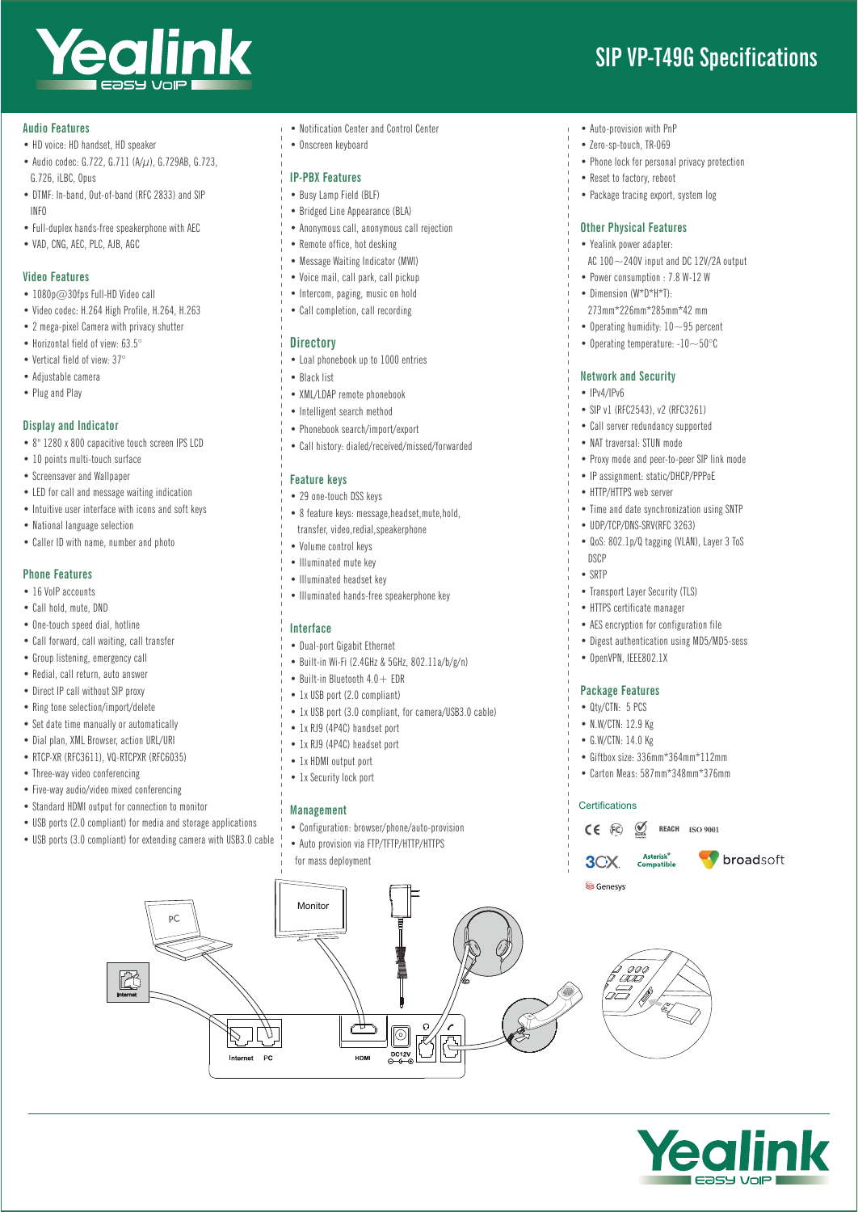# SIP VP-T49G Specifications

## Audio Features

- HD voice: HD handset, HD speaker
- Audio codec: G.722, G.711 (A/μ), G.729AB, G.723, G.726, iLBC, Opus
- DTMF: In-band, Out-of-band (RFC 2833) and SIP INFO
- Full-duplex hands-free speakerphone with AEC
- VAD, CNG, AEC, PLC, AJB, AGC

## Video Features

- 1080p@30fps Full-HD Video call
- Video codec: H.264 High Profile, H.264, H.263
- 2 mega-pixel Camera with privacy shutter
- Horizontal field of view: 63.5°
- Vertical field of view: 37°
- Adjustable camera
- Plug and Play

## Display and Indicator

- 8" 1280 x 800 capacitive touch screen IPS LCD
- 10 points multi-touch surface
- Screensaver and Wallpaper
- LED for call and message waiting indication
- Intuitive user interface with icons and soft keys
- National language selection
- Caller ID with name, number and photo

## Phone Features

- 16 VoIP accounts
- Call hold, mute, DND
- One-touch speed dial, hotline
- Call forward, call waiting, call transfer
- Group listening, emergency call
- Redial, call return, auto answer
- Direct IP call without SIP proxy
- Ring tone selection/import/delete
- Set date time manually or automatically
- Dial plan, XML Browser, action URL/URI
- RTCP-XR (RFC3611), VQ-RTCPXR (RFC6035)
- Three-way video conferencing
- Five-way audio/video mixed conferencing
- Standard HDMI output for connection to monitor
- USB ports (2.0 compliant) for media and storage applications
- USB ports (3.0 compliant) for extending camera with USB3.0 cable
- Notification Center and Control Center
- Onscreen keyboard

## IP-PBX Features

- Busy Lamp Field (BLF)
- Bridged Line Appearance (BLA)
- Anonymous call, anonymous call rejection
- Remote office, hot desking
- Message Waiting Indicator (MWI)
- Voice mail, call park, call pickup
- Intercom, paging, music on hold
- Call completion, call recording

## Directory

- Loal phonebook up to 1000 entries
- Black list
- XML/LDAP remote phonebook
- Intelligent search method
- Phonebook search/import/export
- Call history: dialed/received/missed/forwarded

## Feature keys

- 29 one-touch DSS keys
- 8 feature keys: message,headset,mute,hold, transfer, video,redial,speakerphone
- Volume control keys
- Illuminated mute key
- Illuminated headset key
- Illuminated hands-free speakerphone key

## Interface

- Dual-port Gigabit Ethernet
- Built-in Wi-Fi (2.4GHz & 5GHz, 802.11a/b/g/n)
- Built-in Bluetooth 4.0+ EDR
- 1x USB port (2.0 compliant)
- 1x USB port (3.0 compliant, for camera/USB3.0 cable)
- 1x RJ9 (4P4C) handset port
- 1x RJ9 (4P4C) headset port
- 1x HDMI output port
- 1x Security lock port

## Management

- Configuration: browser/phone/auto-provision
- Auto provision via FTP/TFTP/HTTP/HTTPS for mass deployment
- Auto-provision with PnP
- Zero-sp-touch, TR-069
- Phone lock for personal privacy protection
- Reset to factory, reboot
- Package tracing export, system log

## Other Physical Features

- Yealink power adapter: AC 100～240V input and DC 12V/2A output
- Power consumption : 7.8 W-12 W
- Dimension (W\*D\*H\*T): 273mm\*226mm\*285mm\*42 mm
- Operating humidity: 10～95 percent
- Operating temperature: -10～50°C

## Network and Security

- IPv4/IPv6
- SIP v1 (RFC2543), v2 (RFC3261)
- Call server redundancy supported
- NAT traversal: STUN mode
- Proxy mode and peer-to-peer SIP link mode
- IP assignment: static/DHCP/PPPoE
- HTTP/HTTPS web server
- Time and date synchronization using SNTP
- UDP/TCP/DNS-SRV(RFC 3263)
- QoS: 802.1p/Q tagging (VLAN), Layer 3 ToS DSCP
- SRTP
- Transport Layer Security (TLS)
- HTTPS certificate manager
- AES encryption for configuration file
- Digest authentication using MD5/MD5-sess
- OpenVPN, IEEE802.1X

## Package Features

- Qty/CTN: 5 PCS
- N.W/CTN: 12.9 Kg
- G.W/CTN: 14.0 Kg
- Giftbox size: 336mm\*364mm\*112mm
- Carton Meas: 587mm\*348mm\*376mm

## Certifications

CE FC REACH ISO 9001

3CX Asterisk Compatible broadsoft Genesys

PC
Monitor
Internet
Internet PC
HDMI
DC12V